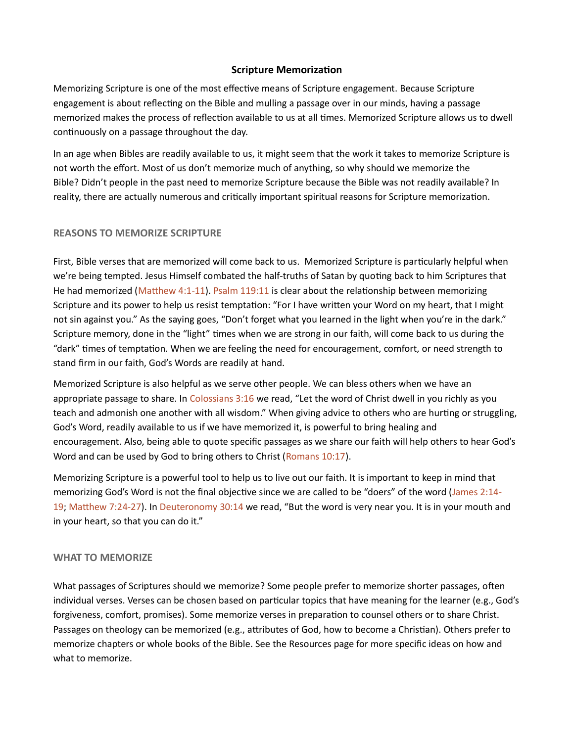# Scripture Memorization

Memorizing Scripture is one of the most effective means of Scripture engagement. Because Scripture engagement is about reflecting on the Bible and mulling a passage over in our minds, having a passage memorized makes the process of reflection available to us at all times. Memorized Scripture allows us to dwell continuously on a passage throughout the day.

In an age when Bibles are readily available to us, it might seem that the work it takes to memorize Scripture is not worth the effort. Most of us don't memorize much of anything, so why should we memorize the Bible? Didn't people in the past need to memorize Scripture because the Bible was not readily available? In reality, there are actually numerous and critically important spiritual reasons for Scripture memorization.

## REASONS TO MEMORIZE SCRIPTURE

First, Bible verses that are memorized will come back to us. Memorized Scripture is particularly helpful when we're being tempted. Jesus Himself combated the half-truths of Satan by quoting back to him Scriptures that He had memorized (Matthew 4:1-11). Psalm 119:11 is clear about the relationship between memorizing Scripture and its power to help us resist temptation: "For I have written your Word on my heart, that I might not sin against you." As the saying goes, "Don't forget what you learned in the light when you're in the dark." Scripture memory, done in the "light" times when we are strong in our faith, will come back to us during the "dark" times of temptation. When we are feeling the need for encouragement, comfort, or need strength to stand firm in our faith, God's Words are readily at hand.

Memorized Scripture is also helpful as we serve other people. We can bless others when we have an appropriate passage to share. In Colossians 3:16 we read, "Let the word of Christ dwell in you richly as you teach and admonish one another with all wisdom." When giving advice to others who are hurting or struggling, God's Word, readily available to us if we have memorized it, is powerful to bring healing and encouragement. Also, being able to quote specific passages as we share our faith will help others to hear God's Word and can be used by God to bring others to Christ (Romans 10:17).

Memorizing Scripture is a powerful tool to help us to live out our faith. It is important to keep in mind that memorizing God's Word is not the final objective since we are called to be "doers" of the word (James 2:14-19; Matthew 7:24-27). In Deuteronomy 30:14 we read, "But the word is very near you. It is in your mouth and in your heart, so that you can do it."

## WHAT TO MEMORIZE

What passages of Scriptures should we memorize? Some people prefer to memorize shorter passages, often individual verses. Verses can be chosen based on particular topics that have meaning for the learner (e.g., God's forgiveness, comfort, promises). Some memorize verses in preparation to counsel others or to share Christ. Passages on theology can be memorized (e.g., attributes of God, how to become a Christian). Others prefer to memorize chapters or whole books of the Bible. See the Resources page for more specific ideas on how and what to memorize.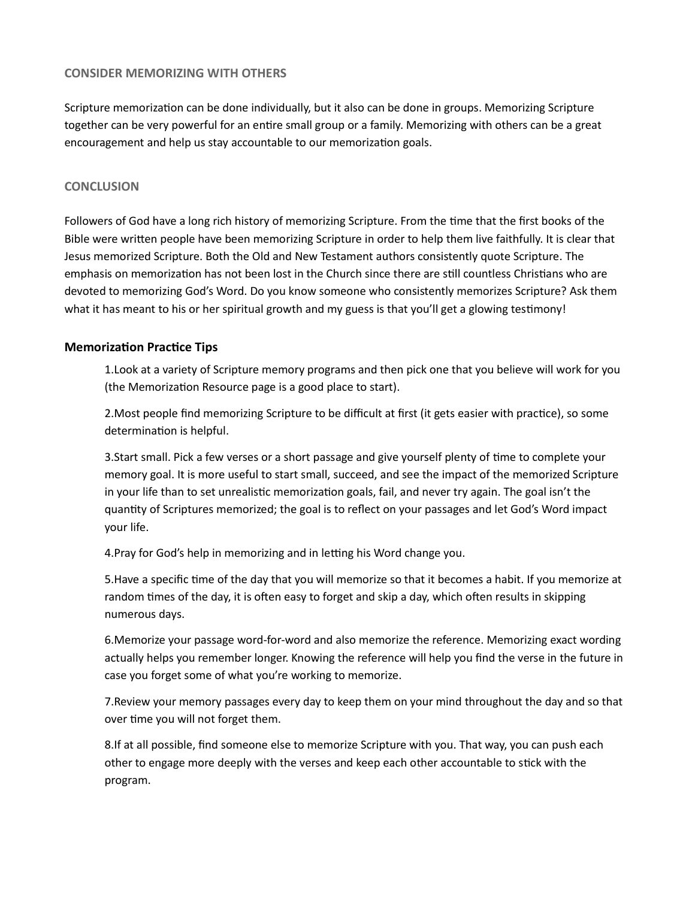## CONSIDER MEMORIZING WITH OTHERS

Scripture memorization can be done individually, but it also can be done in groups. Memorizing Scripture together can be very powerful for an entire small group or a family. Memorizing with others can be a great encouragement and help us stay accountable to our memorization goals.

## CONCLUSION

Followers of God have a long rich history of memorizing Scripture. From the time that the first books of the Bible were written people have been memorizing Scripture in order to help them live faithfully. It is clear that Jesus memorized Scripture. Both the Old and New Testament authors consistently quote Scripture. The emphasis on memorization has not been lost in the Church since there are still countless Christians who are devoted to memorizing God's Word. Do you know someone who consistently memorizes Scripture? Ask them what it has meant to his or her spiritual growth and my guess is that you'll get a glowing testimony!

### Memorization Practice Tips

1. Look at a variety of Scripture memory programs and then pick one that you believe will work for you (the Memorization Resource page is a good place to start).

2. Most people find memorizing Scripture to be difficult at first (it gets easier with practice), so some determination is helpful.

3. Start small. Pick a few verses or a short passage and give yourself plenty of time to complete your memory goal. It is more useful to start small, succeed, and see the impact of the memorized Scripture in your life than to set unrealistic memorization goals, fail, and never try again. The goal isn't the quantity of Scriptures memorized; the goal is to reflect on your passages and let God's Word impact your life.

4. Pray for God's help in memorizing and in letting his Word change you.

5. Have a specific time of the day that you will memorize so that it becomes a habit. If you memorize at random times of the day, it is often easy to forget and skip a day, which often results in skipping numerous days.

6. Memorize your passage word-for-word and also memorize the reference. Memorizing exact wording actually helps you remember longer. Knowing the reference will help you find the verse in the future in case you forget some of what you're working to memorize.

7. Review your memory passages every day to keep them on your mind throughout the day and so that over time you will not forget them.

8. If at all possible, find someone else to memorize Scripture with you. That way, you can push each other to engage more deeply with the verses and keep each other accountable to stick with the program.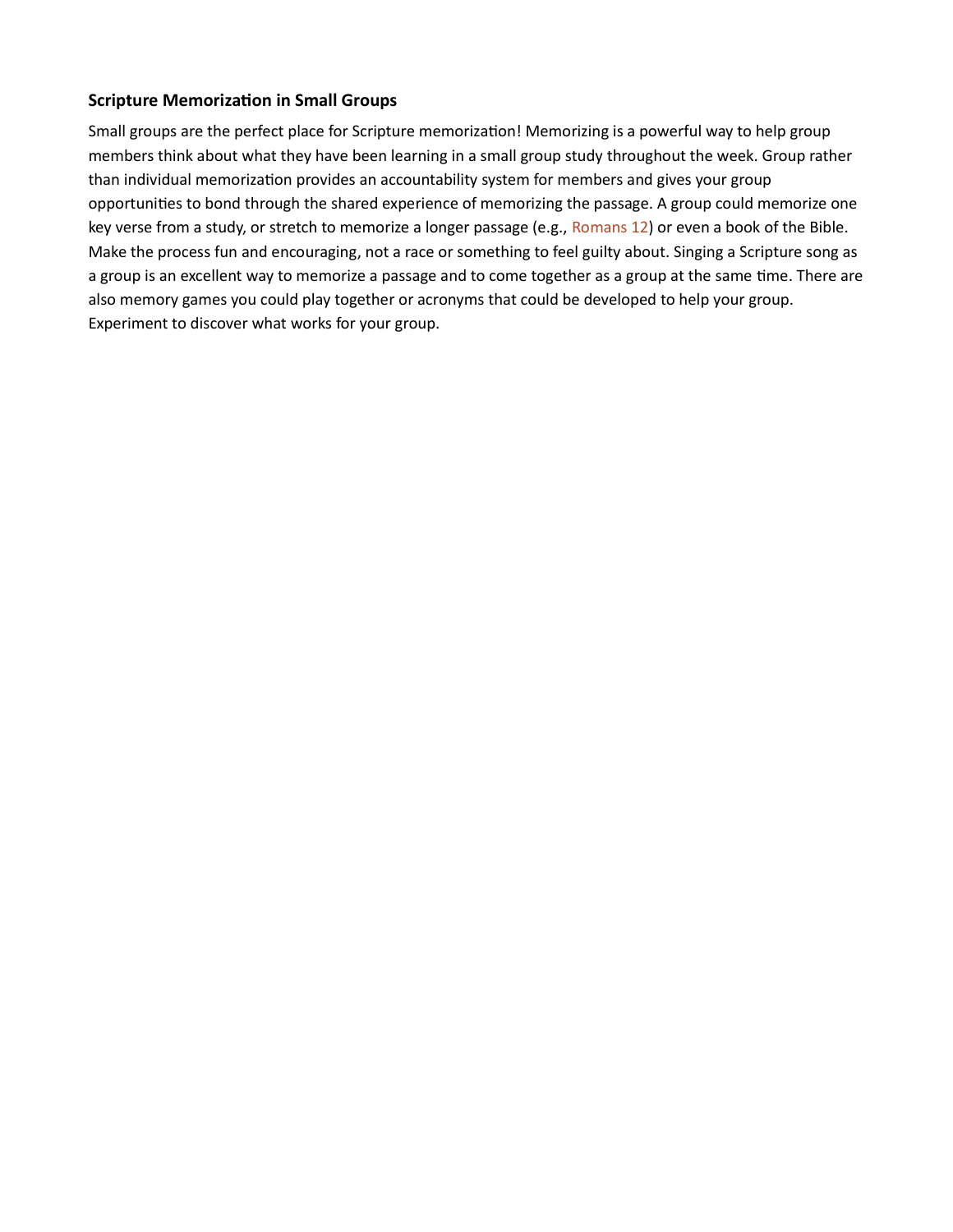### Scripture Memorization in Small Groups

Small groups are the perfect place for Scripture memorization! Memorizing is a powerful way to help group members think about what they have been learning in a small group study throughout the week. Group rather than individual memorization provides an accountability system for members and gives your group opportunities to bond through the shared experience of memorizing the passage. A group could memorize one key verse from a study, or stretch to memorize a longer passage (e.g., Romans 12) or even a book of the Bible. Make the process fun and encouraging, not a race or something to feel guilty about. Singing a Scripture song as a group is an excellent way to memorize a passage and to come together as a group at the same time. There are also memory games you could play together or acronyms that could be developed to help your group. Experiment to discover what works for your group.